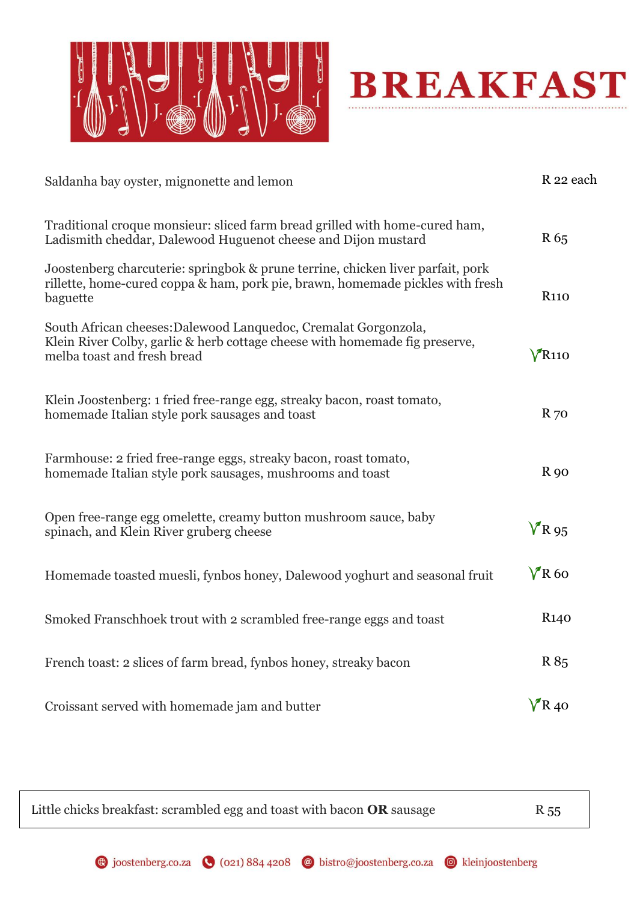# BREAKFAST

| Item | Price |
|---|---|
| Saldanha bay oyster, mignonette and lemon | R 22 each |
| Traditional croque monsieur: sliced farm bread grilled with home-cured ham, Ladismith cheddar, Dalewood Huguenot cheese and Dijon mustard | R 65 |
| Joostenberg charcuterie: springbok & prune terrine, chicken liver parfait, pork rillette, home-cured coppa & ham, pork pie, brawn, homemade pickles with fresh baguette | R110 |
| South African cheeses:Dalewood Lanquedoc, Cremalat Gorgonzola, Klein River Colby, garlic & herb cottage cheese with homemade fig preserve, melba toast and fresh bread | V R110 |
| Klein Joostenberg: 1 fried free-range egg, streaky bacon, roast tomato, homemade Italian style pork sausages and toast | R 70 |
| Farmhouse: 2 fried free-range eggs, streaky bacon, roast tomato, homemade Italian style pork sausages, mushrooms and toast | R 90 |
| Open free-range egg omelette, creamy button mushroom sauce, baby spinach, and Klein River gruberg cheese | V R 95 |
| Homemade toasted muesli, fynbos honey, Dalewood yoghurt and seasonal fruit | V R 60 |
| Smoked Franschhoek trout with 2 scrambled free-range eggs and toast | R140 |
| French toast: 2 slices of farm bread, fynbos honey, streaky bacon | R 85 |
| Croissant served with homemade jam and butter | V R 40 |

| Item | Price |
|---|---|
| Little chicks breakfast: scrambled egg and toast with bacon **OR** sausage | R 55 |

joostenberg.co.za | (021) 884 4208 | bistro@joostenberg.co.za | kleinjoostenberg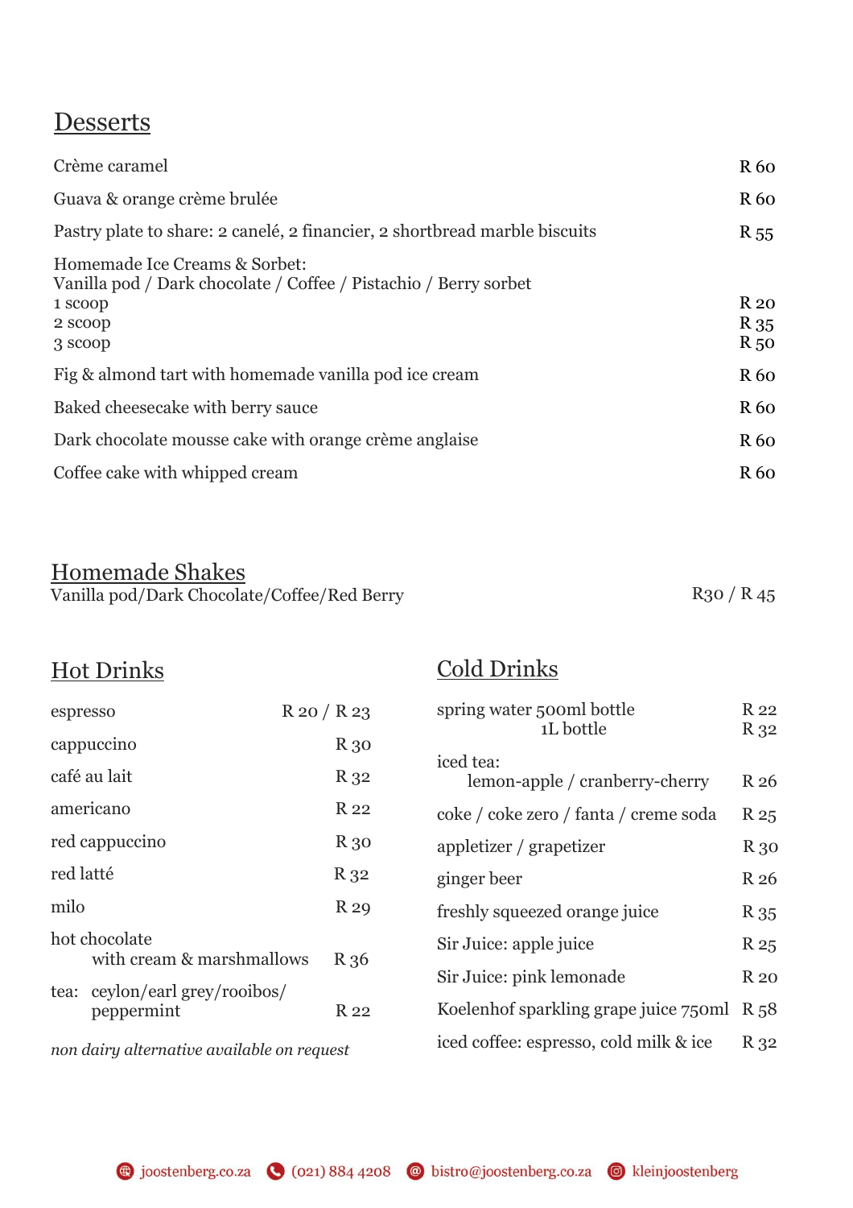## Desserts

| | |
|---|---|
| Crème caramel | R 60 |
| Guava & orange crème brulée | R 60 |
| Pastry plate to share: 2 canelé, 2 financier, 2 shortbread marble biscuits | R 55 |
| Homemade Ice Creams & Sorbet: Vanilla pod / Dark chocolate / Coffee / Pistachio / Berry sorbet | |
| 1 scoop | R 20 |
| 2 scoop | R 35 |
| 3 scoop | R 50 |
| Fig & almond tart with homemade vanilla pod ice cream | R 60 |
| Baked cheesecake with berry sauce | R 60 |
| Dark chocolate mousse cake with orange crème anglaise | R 60 |
| Coffee cake with whipped cream | R 60 |

## Homemade Shakes

Vanilla pod/Dark Chocolate/Coffee/Red Berry — R30 / R 45

## Hot Drinks

| | |
|---|---|
| espresso | R 20 / R 23 |
| cappuccino | R 30 |
| café au lait | R 32 |
| americano | R 22 |
| red cappuccino | R 30 |
| red latté | R 32 |
| milo | R 29 |
| hot chocolate with cream & marshmallows | R 36 |
| tea: ceylon/earl grey/rooibos/ peppermint | R 22 |

*non dairy alternative available on request*

## Cold Drinks

| | |
|---|---|
| spring water 500ml bottle | R 22 |
| 1L bottle | R 32 |
| iced tea: lemon-apple / cranberry-cherry | R 26 |
| coke / coke zero / fanta / creme soda | R 25 |
| appletizer / grapetizer | R 30 |
| ginger beer | R 26 |
| freshly squeezed orange juice | R 35 |
| Sir Juice: apple juice | R 25 |
| Sir Juice: pink lemonade | R 20 |
| Koelenhof sparkling grape juice 750ml | R 58 |
| iced coffee: espresso, cold milk & ice | R 32 |

joostenberg.co.za (021) 884 4208 bistro@joostenberg.co.za kleinjoostenberg